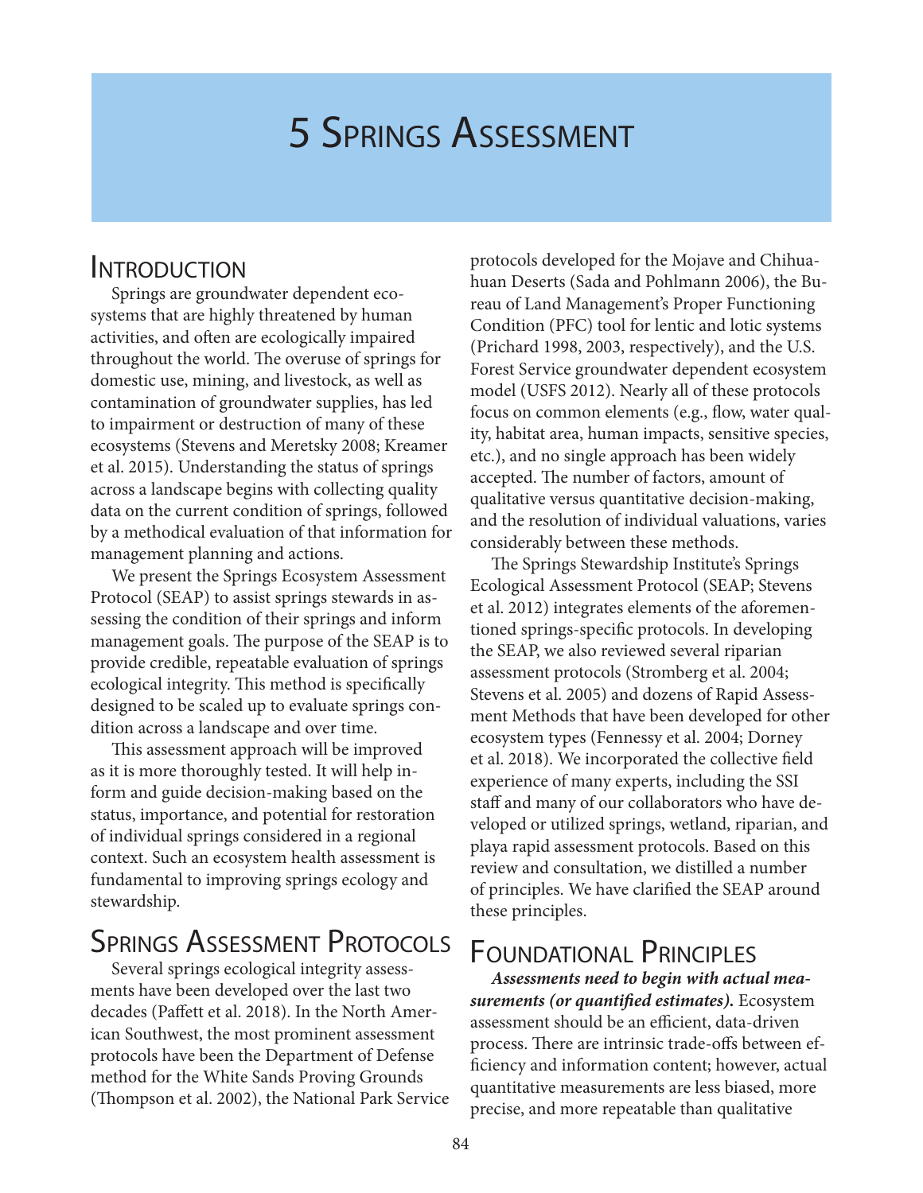# 5 Springs Assessment

## Introduction

Springs are groundwater dependent ecosystems that are highly threatened by human activities, and often are ecologically impaired throughout the world. The overuse of springs for domestic use, mining, and livestock, as well as contamination of groundwater supplies, has led to impairment or destruction of many of these ecosystems (Stevens and Meretsky 2008; Kreamer et al. 2015). Understanding the status of springs across a landscape begins with collecting quality data on the current condition of springs, followed by a methodical evaluation of that information for management planning and actions.

We present the Springs Ecosystem Assessment Protocol (SEAP) to assist springs stewards in assessing the condition of their springs and inform management goals. The purpose of the SEAP is to provide credible, repeatable evaluation of springs ecological integrity. This method is specifically designed to be scaled up to evaluate springs condition across a landscape and over time.

This assessment approach will be improved as it is more thoroughly tested. It will help inform and guide decision-making based on the status, importance, and potential for restoration of individual springs considered in a regional context. Such an ecosystem health assessment is fundamental to improving springs ecology and stewardship.

## Springs Assessment Protocols

Several springs ecological integrity assessments have been developed over the last two decades (Paffett et al. 2018). In the North American Southwest, the most prominent assessment protocols have been the Department of Defense method for the White Sands Proving Grounds (Thompson et al. 2002), the National Park Service protocols developed for the Mojave and Chihuahuan Deserts (Sada and Pohlmann 2006), the Bureau of Land Management's Proper Functioning Condition (PFC) tool for lentic and lotic systems (Prichard 1998, 2003, respectively), and the U.S. Forest Service groundwater dependent ecosystem model (USFS 2012). Nearly all of these protocols focus on common elements (e.g., flow, water quality, habitat area, human impacts, sensitive species, etc.), and no single approach has been widely accepted. The number of factors, amount of qualitative versus quantitative decision-making, and the resolution of individual valuations, varies considerably between these methods.

The Springs Stewardship Institute's Springs Ecological Assessment Protocol (SEAP; Stevens et al. 2012) integrates elements of the aforementioned springs-specific protocols. In developing the SEAP, we also reviewed several riparian assessment protocols (Stromberg et al. 2004; Stevens et al. 2005) and dozens of Rapid Assessment Methods that have been developed for other ecosystem types (Fennessy et al. 2004; Dorney et al. 2018). We incorporated the collective field experience of many experts, including the SSI staff and many of our collaborators who have developed or utilized springs, wetland, riparian, and playa rapid assessment protocols. Based on this review and consultation, we distilled a number of principles. We have clarified the SEAP around these principles.

## Foundational Principles

***Assessments need to begin with actual measurements (or quantified estimates).*** Ecosystem assessment should be an efficient, data-driven process. There are intrinsic trade-offs between efficiency and information content; however, actual quantitative measurements are less biased, more precise, and more repeatable than qualitative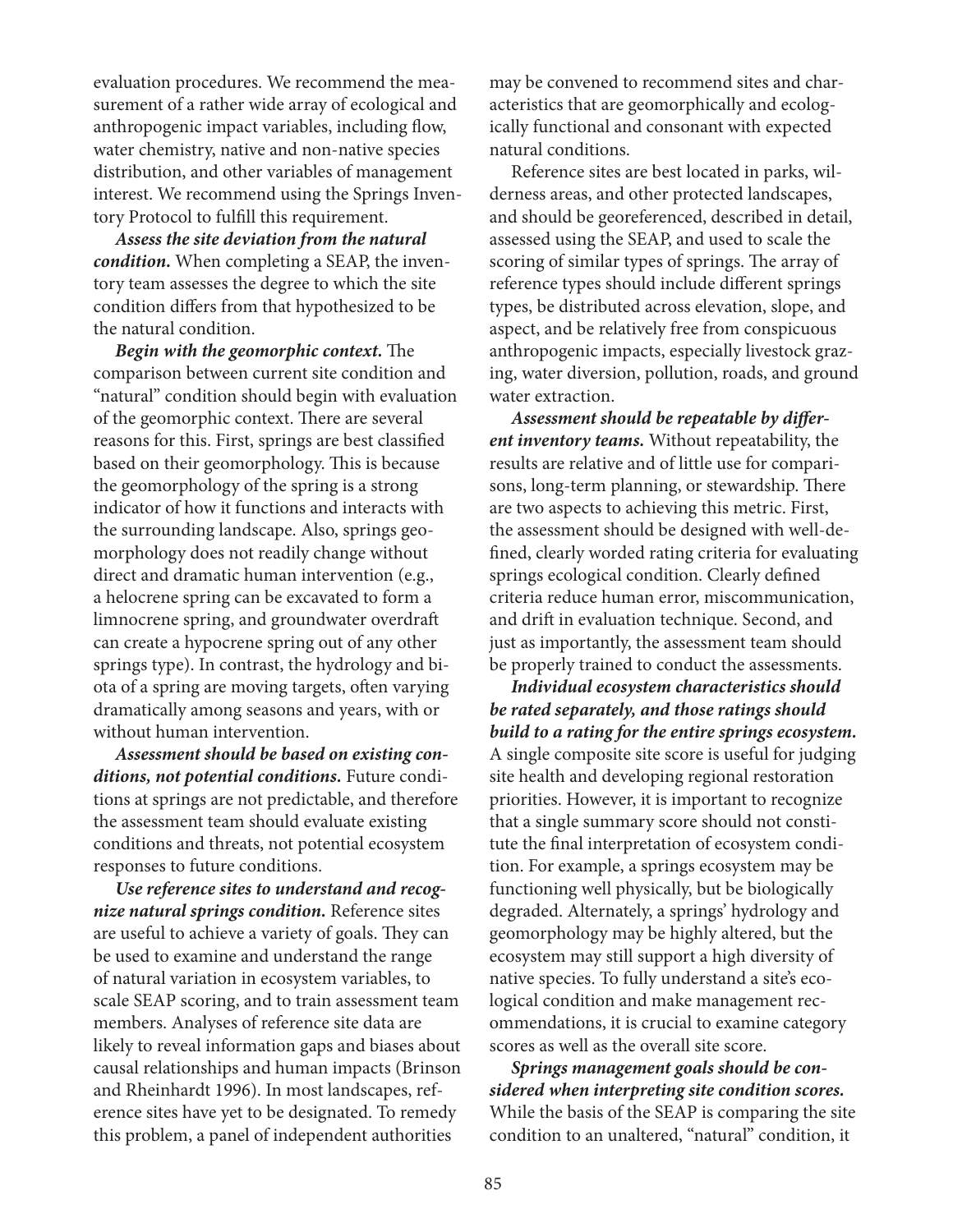evaluation procedures. We recommend the measurement of a rather wide array of ecological and anthropogenic impact variables, including flow, water chemistry, native and non-native species distribution, and other variables of management interest. We recommend using the Springs Inventory Protocol to fulfill this requirement.

***Assess the site deviation from the natural condition.*** When completing a SEAP, the inventory team assesses the degree to which the site condition differs from that hypothesized to be the natural condition.

***Begin with the geomorphic context.*** The comparison between current site condition and "natural" condition should begin with evaluation of the geomorphic context. There are several reasons for this. First, springs are best classified based on their geomorphology. This is because the geomorphology of the spring is a strong indicator of how it functions and interacts with the surrounding landscape. Also, springs geomorphology does not readily change without direct and dramatic human intervention (e.g., a helocrene spring can be excavated to form a limnocrene spring, and groundwater overdraft can create a hypocrene spring out of any other springs type). In contrast, the hydrology and biota of a spring are moving targets, often varying dramatically among seasons and years, with or without human intervention.

***Assessment should be based on existing conditions, not potential conditions.*** Future conditions at springs are not predictable, and therefore the assessment team should evaluate existing conditions and threats, not potential ecosystem responses to future conditions.

***Use reference sites to understand and recognize natural springs condition.*** Reference sites are useful to achieve a variety of goals. They can be used to examine and understand the range of natural variation in ecosystem variables, to scale SEAP scoring, and to train assessment team members. Analyses of reference site data are likely to reveal information gaps and biases about causal relationships and human impacts (Brinson and Rheinhardt 1996). In most landscapes, reference sites have yet to be designated. To remedy this problem, a panel of independent authorities may be convened to recommend sites and characteristics that are geomorphically and ecologically functional and consonant with expected natural conditions.

Reference sites are best located in parks, wilderness areas, and other protected landscapes, and should be georeferenced, described in detail, assessed using the SEAP, and used to scale the scoring of similar types of springs. The array of reference types should include different springs types, be distributed across elevation, slope, and aspect, and be relatively free from conspicuous anthropogenic impacts, especially livestock grazing, water diversion, pollution, roads, and ground water extraction.

***Assessment should be repeatable by different inventory teams.*** Without repeatability, the results are relative and of little use for comparisons, long-term planning, or stewardship. There are two aspects to achieving this metric. First, the assessment should be designed with well-defined, clearly worded rating criteria for evaluating springs ecological condition. Clearly defined criteria reduce human error, miscommunication, and drift in evaluation technique. Second, and just as importantly, the assessment team should be properly trained to conduct the assessments.

***Individual ecosystem characteristics should be rated separately, and those ratings should build to a rating for the entire springs ecosystem.*** A single composite site score is useful for judging site health and developing regional restoration priorities. However, it is important to recognize that a single summary score should not constitute the final interpretation of ecosystem condition. For example, a springs ecosystem may be functioning well physically, but be biologically degraded. Alternately, a springs' hydrology and geomorphology may be highly altered, but the ecosystem may still support a high diversity of native species. To fully understand a site's ecological condition and make management recommendations, it is crucial to examine category scores as well as the overall site score.

***Springs management goals should be considered when interpreting site condition scores.*** While the basis of the SEAP is comparing the site condition to an unaltered, "natural" condition, it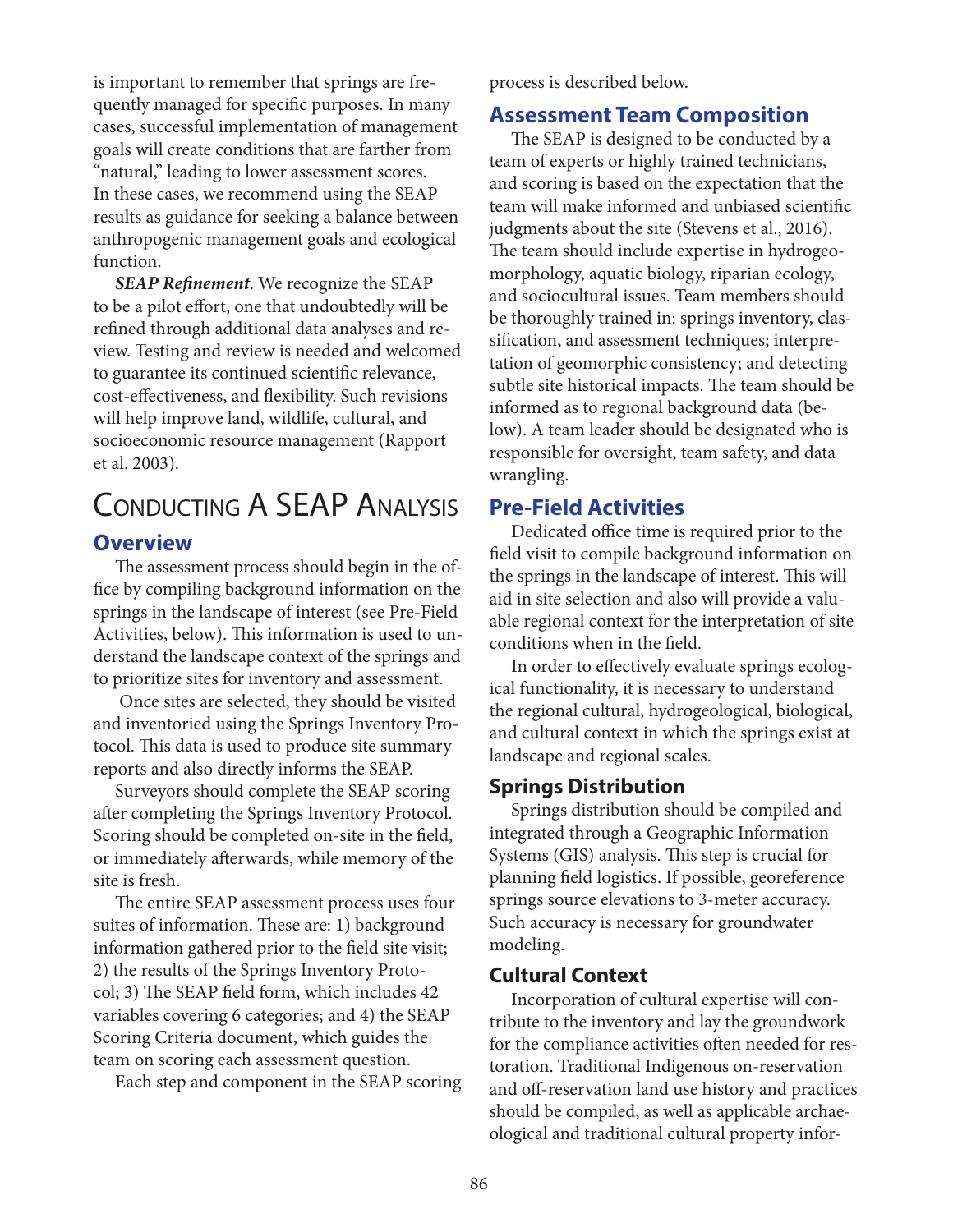is important to remember that springs are frequently managed for specific purposes. In many cases, successful implementation of management goals will create conditions that are farther from "natural," leading to lower assessment scores. In these cases, we recommend using the SEAP results as guidance for seeking a balance between anthropogenic management goals and ecological function.

***SEAP Refinement***. We recognize the SEAP to be a pilot effort, one that undoubtedly will be refined through additional data analyses and review. Testing and review is needed and welcomed to guarantee its continued scientific relevance, cost-effectiveness, and flexibility. Such revisions will help improve land, wildlife, cultural, and socioeconomic resource management (Rapport et al. 2003).

# Conducting A SEAP Analysis

## Overview

The assessment process should begin in the office by compiling background information on the springs in the landscape of interest (see Pre-Field Activities, below). This information is used to understand the landscape context of the springs and to prioritize sites for inventory and assessment.

Once sites are selected, they should be visited and inventoried using the Springs Inventory Protocol. This data is used to produce site summary reports and also directly informs the SEAP.

Surveyors should complete the SEAP scoring after completing the Springs Inventory Protocol. Scoring should be completed on-site in the field, or immediately afterwards, while memory of the site is fresh.

The entire SEAP assessment process uses four suites of information. These are: 1) background information gathered prior to the field site visit; 2) the results of the Springs Inventory Protocol; 3) The SEAP field form, which includes 42 variables covering 6 categories; and 4) the SEAP Scoring Criteria document, which guides the team on scoring each assessment question.

Each step and component in the SEAP scoring process is described below.

## Assessment Team Composition

The SEAP is designed to be conducted by a team of experts or highly trained technicians, and scoring is based on the expectation that the team will make informed and unbiased scientific judgments about the site (Stevens et al., 2016). The team should include expertise in hydrogeomorphology, aquatic biology, riparian ecology, and sociocultural issues. Team members should be thoroughly trained in: springs inventory, classification, and assessment techniques; interpretation of geomorphic consistency; and detecting subtle site historical impacts. The team should be informed as to regional background data (below). A team leader should be designated who is responsible for oversight, team safety, and data wrangling.

## Pre-Field Activities

Dedicated office time is required prior to the field visit to compile background information on the springs in the landscape of interest. This will aid in site selection and also will provide a valuable regional context for the interpretation of site conditions when in the field.

In order to effectively evaluate springs ecological functionality, it is necessary to understand the regional cultural, hydrogeological, biological, and cultural context in which the springs exist at landscape and regional scales.

### Springs Distribution

Springs distribution should be compiled and integrated through a Geographic Information Systems (GIS) analysis. This step is crucial for planning field logistics. If possible, georeference springs source elevations to 3-meter accuracy. Such accuracy is necessary for groundwater modeling.

### Cultural Context

Incorporation of cultural expertise will contribute to the inventory and lay the groundwork for the compliance activities often needed for restoration. Traditional Indigenous on-reservation and off-reservation land use history and practices should be compiled, as well as applicable archaeological and traditional cultural property infor-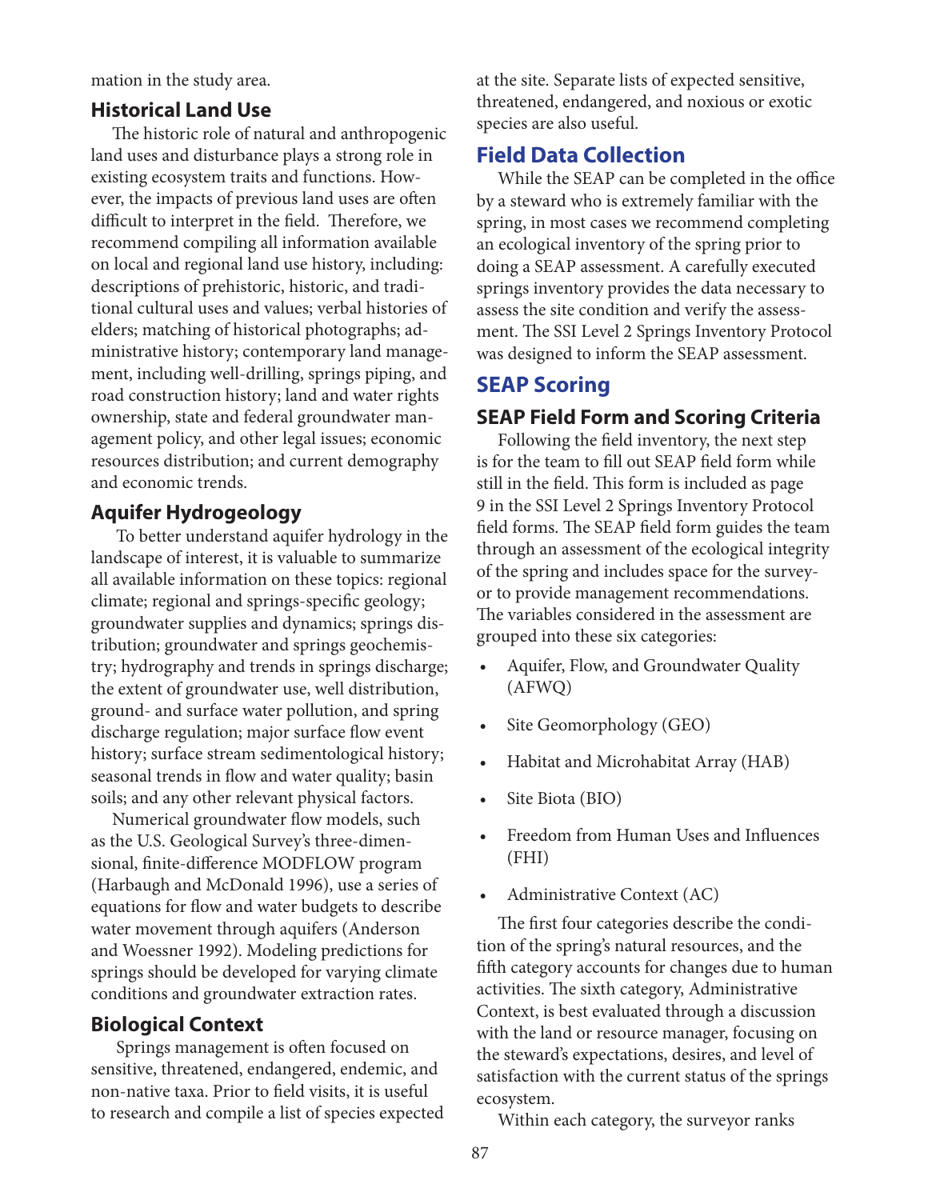mation in the study area.

### Historical Land Use

The historic role of natural and anthropogenic land uses and disturbance plays a strong role in existing ecosystem traits and functions. However, the impacts of previous land uses are often difficult to interpret in the field. Therefore, we recommend compiling all information available on local and regional land use history, including: descriptions of prehistoric, historic, and traditional cultural uses and values; verbal histories of elders; matching of historical photographs; administrative history; contemporary land management, including well-drilling, springs piping, and road construction history; land and water rights ownership, state and federal groundwater management policy, and other legal issues; economic resources distribution; and current demography and economic trends.

### Aquifer Hydrogeology

To better understand aquifer hydrology in the landscape of interest, it is valuable to summarize all available information on these topics: regional climate; regional and springs-specific geology; groundwater supplies and dynamics; springs distribution; groundwater and springs geochemistry; hydrography and trends in springs discharge; the extent of groundwater use, well distribution, ground- and surface water pollution, and spring discharge regulation; major surface flow event history; surface stream sedimentological history; seasonal trends in flow and water quality; basin soils; and any other relevant physical factors.

Numerical groundwater flow models, such as the U.S. Geological Survey's three-dimensional, finite-difference MODFLOW program (Harbaugh and McDonald 1996), use a series of equations for flow and water budgets to describe water movement through aquifers (Anderson and Woessner 1992). Modeling predictions for springs should be developed for varying climate conditions and groundwater extraction rates.

### Biological Context

Springs management is often focused on sensitive, threatened, endangered, endemic, and non-native taxa. Prior to field visits, it is useful to research and compile a list of species expected at the site. Separate lists of expected sensitive, threatened, endangered, and noxious or exotic species are also useful.

## Field Data Collection

While the SEAP can be completed in the office by a steward who is extremely familiar with the spring, in most cases we recommend completing an ecological inventory of the spring prior to doing a SEAP assessment. A carefully executed springs inventory provides the data necessary to assess the site condition and verify the assessment. The SSI Level 2 Springs Inventory Protocol was designed to inform the SEAP assessment.

## SEAP Scoring

### SEAP Field Form and Scoring Criteria

Following the field inventory, the next step is for the team to fill out SEAP field form while still in the field. This form is included as page 9 in the SSI Level 2 Springs Inventory Protocol field forms. The SEAP field form guides the team through an assessment of the ecological integrity of the spring and includes space for the surveyor to provide management recommendations. The variables considered in the assessment are grouped into these six categories:

- Aquifer, Flow, and Groundwater Quality (AFWQ)
- Site Geomorphology (GEO)
- Habitat and Microhabitat Array (HAB)
- Site Biota (BIO)
- Freedom from Human Uses and Influences (FHI)
- Administrative Context (AC)

The first four categories describe the condition of the spring's natural resources, and the fifth category accounts for changes due to human activities. The sixth category, Administrative Context, is best evaluated through a discussion with the land or resource manager, focusing on the steward's expectations, desires, and level of satisfaction with the current status of the springs ecosystem.

Within each category, the surveyor ranks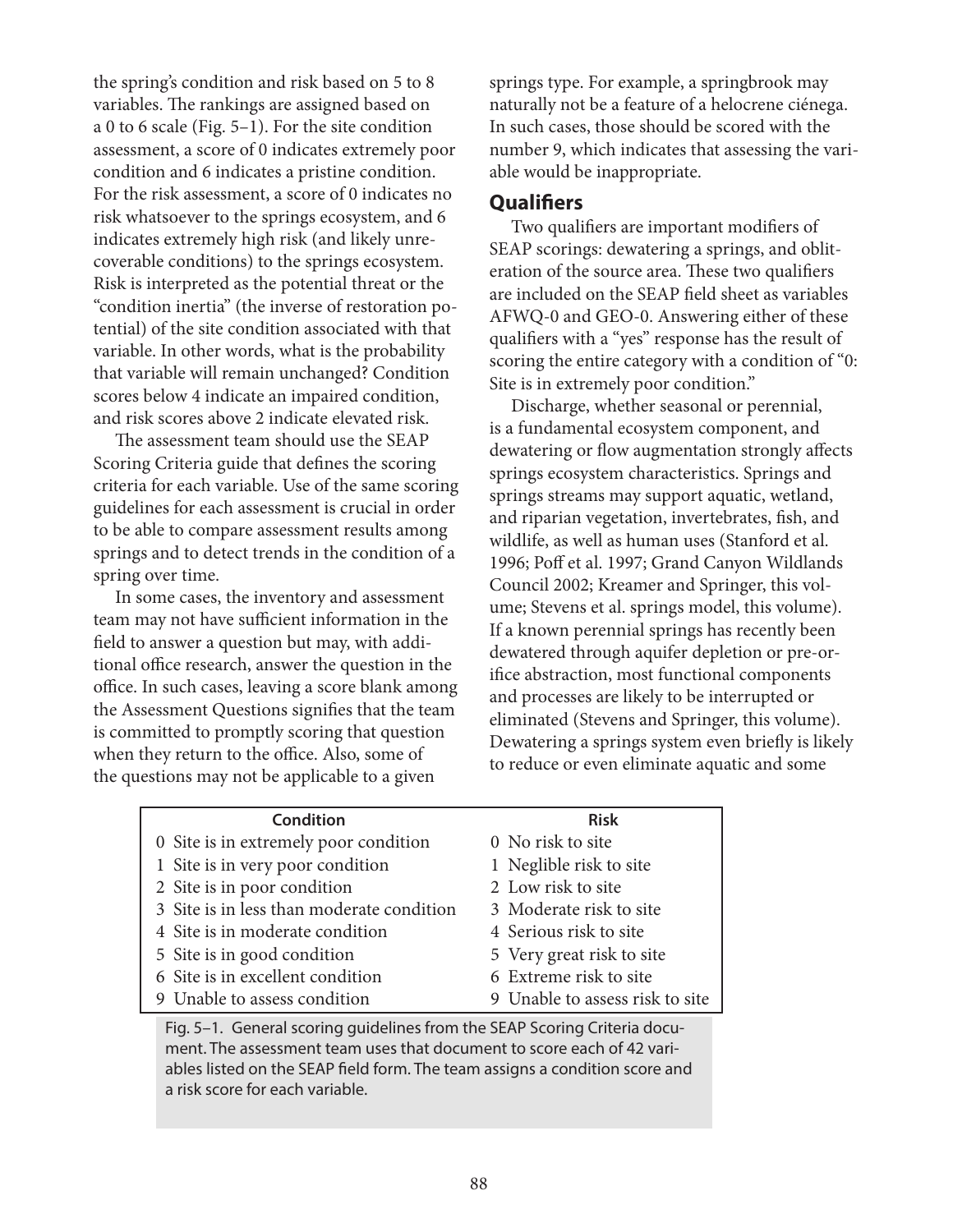the spring's condition and risk based on 5 to 8 variables. The rankings are assigned based on a 0 to 6 scale (Fig. 5–1). For the site condition assessment, a score of 0 indicates extremely poor condition and 6 indicates a pristine condition. For the risk assessment, a score of 0 indicates no risk whatsoever to the springs ecosystem, and 6 indicates extremely high risk (and likely unrecoverable conditions) to the springs ecosystem. Risk is interpreted as the potential threat or the "condition inertia" (the inverse of restoration potential) of the site condition associated with that variable. In other words, what is the probability that variable will remain unchanged? Condition scores below 4 indicate an impaired condition, and risk scores above 2 indicate elevated risk.

The assessment team should use the SEAP Scoring Criteria guide that defines the scoring criteria for each variable. Use of the same scoring guidelines for each assessment is crucial in order to be able to compare assessment results among springs and to detect trends in the condition of a spring over time.

In some cases, the inventory and assessment team may not have sufficient information in the field to answer a question but may, with additional office research, answer the question in the office. In such cases, leaving a score blank among the Assessment Questions signifies that the team is committed to promptly scoring that question when they return to the office. Also, some of the questions may not be applicable to a given springs type. For example, a springbrook may naturally not be a feature of a helocrene ciénega. In such cases, those should be scored with the number 9, which indicates that assessing the variable would be inappropriate.

## Qualifiers

Two qualifiers are important modifiers of SEAP scorings: dewatering a springs, and obliteration of the source area. These two qualifiers are included on the SEAP field sheet as variables AFWQ-0 and GEO-0. Answering either of these qualifiers with a "yes" response has the result of scoring the entire category with a condition of "0: Site is in extremely poor condition."

Discharge, whether seasonal or perennial, is a fundamental ecosystem component, and dewatering or flow augmentation strongly affects springs ecosystem characteristics. Springs and springs streams may support aquatic, wetland, and riparian vegetation, invertebrates, fish, and wildlife, as well as human uses (Stanford et al. 1996; Poff et al. 1997; Grand Canyon Wildlands Council 2002; Kreamer and Springer, this volume; Stevens et al. springs model, this volume). If a known perennial springs has recently been dewatered through aquifer depletion or pre-orifice abstraction, most functional components and processes are likely to be interrupted or eliminated (Stevens and Springer, this volume). Dewatering a springs system even briefly is likely to reduce or even eliminate aquatic and some

| Condition | Risk |
|---|---|
| 0 Site is in extremely poor condition | 0 No risk to site |
| 1 Site is in very poor condition | 1 Neglible risk to site |
| 2 Site is in poor condition | 2 Low risk to site |
| 3 Site is in less than moderate condition | 3 Moderate risk to site |
| 4 Site is in moderate condition | 4 Serious risk to site |
| 5 Site is in good condition | 5 Very great risk to site |
| 6 Site is in excellent condition | 6 Extreme risk to site |
| 9 Unable to assess condition | 9 Unable to assess risk to site |

Fig. 5–1. General scoring guidelines from the SEAP Scoring Criteria document. The assessment team uses that document to score each of 42 variables listed on the SEAP field form. The team assigns a condition score and a risk score for each variable.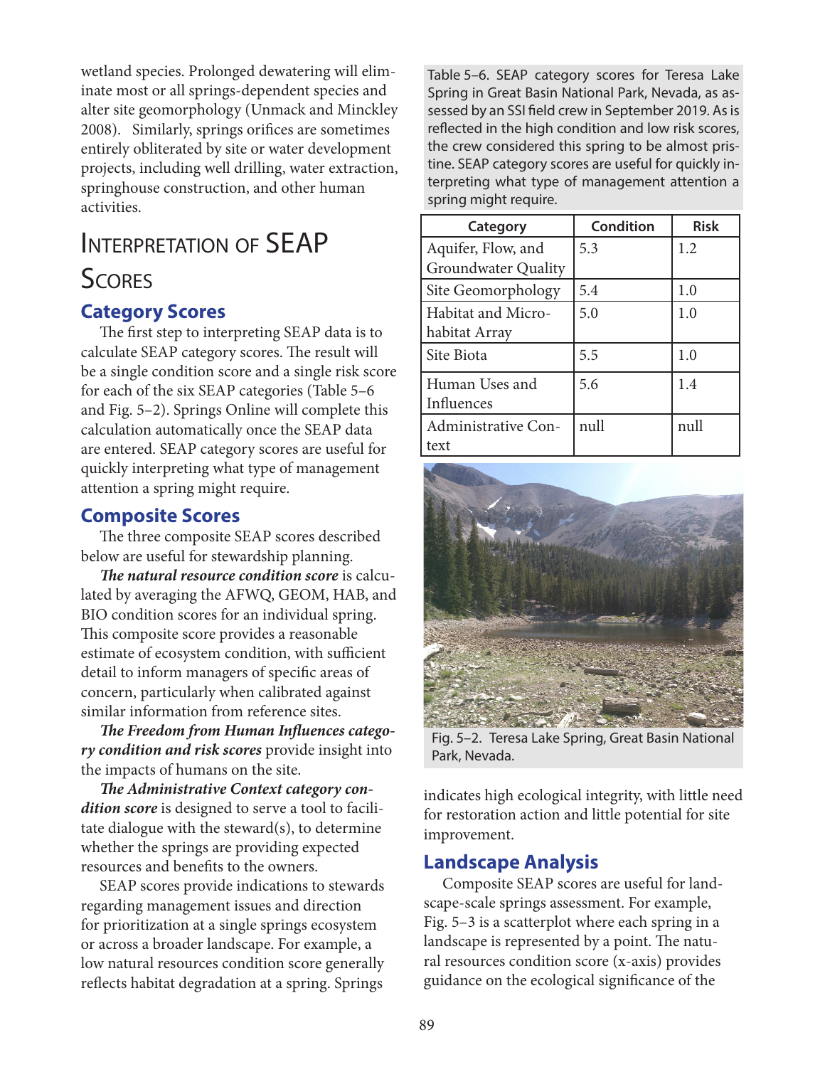wetland species. Prolonged dewatering will eliminate most or all springs-dependent species and alter site geomorphology (Unmack and Minckley 2008). Similarly, springs orifices are sometimes entirely obliterated by site or water development projects, including well drilling, water extraction, springhouse construction, and other human activities.

## Interpretation of SEAP Scores

### Category Scores

The first step to interpreting SEAP data is to calculate SEAP category scores. The result will be a single condition score and a single risk score for each of the six SEAP categories (Table 5–6 and Fig. 5–2). Springs Online will complete this calculation automatically once the SEAP data are entered. SEAP category scores are useful for quickly interpreting what type of management attention a spring might require.

### Composite Scores

The three composite SEAP scores described below are useful for stewardship planning.

***The natural resource condition score*** is calculated by averaging the AFWQ, GEOM, HAB, and BIO condition scores for an individual spring. This composite score provides a reasonable estimate of ecosystem condition, with sufficient detail to inform managers of specific areas of concern, particularly when calibrated against similar information from reference sites.

***The Freedom from Human Influences category condition and risk scores*** provide insight into the impacts of humans on the site.

***The Administrative Context category condition score*** is designed to serve a tool to facilitate dialogue with the steward(s), to determine whether the springs are providing expected resources and benefits to the owners.

SEAP scores provide indications to stewards regarding management issues and direction for prioritization at a single springs ecosystem or across a broader landscape. For example, a low natural resources condition score generally reflects habitat degradation at a spring. Springs indicates high ecological integrity, with little need for restoration action and little potential for site improvement.

Table 5–6. SEAP category scores for Teresa Lake Spring in Great Basin National Park, Nevada, as assessed by an SSI field crew in September 2019. As is reflected in the high condition and low risk scores, the crew considered this spring to be almost pristine. SEAP category scores are useful for quickly interpreting what type of management attention a spring might require.

| Category | Condition | Risk |
|---|---|---|
| Aquifer, Flow, and Groundwater Quality | 5.3 | 1.2 |
| Site Geomorphology | 5.4 | 1.0 |
| Habitat and Microhabitat Array | 5.0 | 1.0 |
| Site Biota | 5.5 | 1.0 |
| Human Uses and Influences | 5.6 | 1.4 |
| Administrative Context | null | null |

Fig. 5–2. Teresa Lake Spring, Great Basin National Park, Nevada.

### Landscape Analysis

Composite SEAP scores are useful for landscape-scale springs assessment. For example, Fig. 5–3 is a scatterplot where each spring in a landscape is represented by a point. The natural resources condition score (x-axis) provides guidance on the ecological significance of the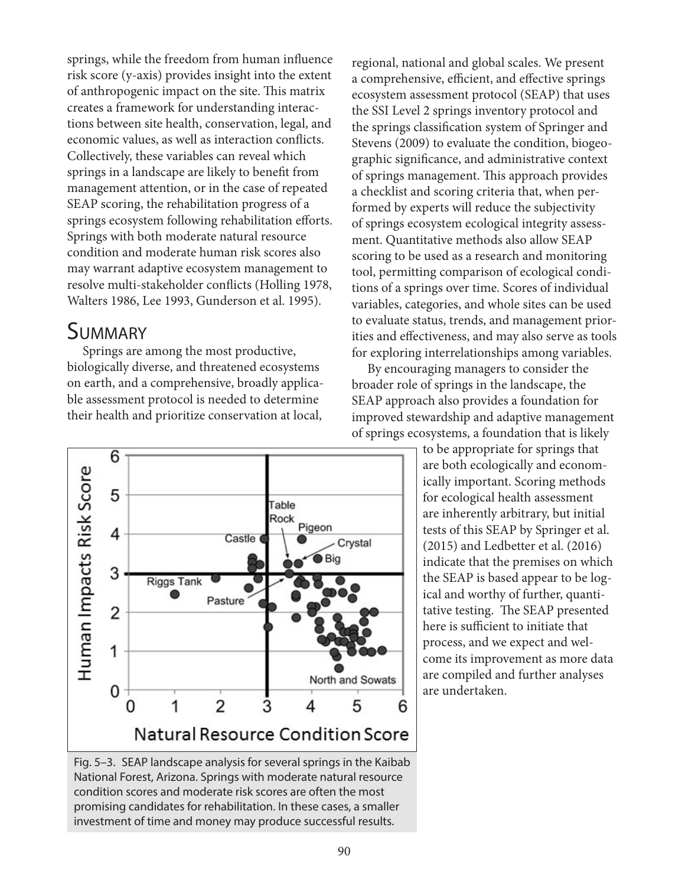springs, while the freedom from human influence risk score (y-axis) provides insight into the extent of anthropogenic impact on the site. This matrix creates a framework for understanding interactions between site health, conservation, legal, and economic values, as well as interaction conflicts. Collectively, these variables can reveal which springs in a landscape are likely to benefit from management attention, or in the case of repeated SEAP scoring, the rehabilitation progress of a springs ecosystem following rehabilitation efforts. Springs with both moderate natural resource condition and moderate human risk scores also may warrant adaptive ecosystem management to resolve multi-stakeholder conflicts (Holling 1978, Walters 1986, Lee 1993, Gunderson et al. 1995).

## Summary

Springs are among the most productive, biologically diverse, and threatened ecosystems on earth, and a comprehensive, broadly applicable assessment protocol is needed to determine their health and prioritize conservation at local, regional, national and global scales. We present a comprehensive, efficient, and effective springs ecosystem assessment protocol (SEAP) that uses the SSI Level 2 springs inventory protocol and the springs classification system of Springer and Stevens (2009) to evaluate the condition, biogeographic significance, and administrative context of springs management. This approach provides a checklist and scoring criteria that, when performed by experts will reduce the subjectivity of springs ecosystem ecological integrity assessment. Quantitative methods also allow SEAP scoring to be used as a research and monitoring tool, permitting comparison of ecological conditions of a springs over time. Scores of individual variables, categories, and whole sites can be used to evaluate status, trends, and management priorities and effectiveness, and may also serve as tools for exploring interrelationships among variables.

By encouraging managers to consider the broader role of springs in the landscape, the SEAP approach also provides a foundation for improved stewardship and adaptive management of springs ecosystems, a foundation that is likely to be appropriate for springs that are both ecologically and economically important. Scoring methods for ecological health assessment are inherently arbitrary, but initial tests of this SEAP by Springer et al. (2015) and Ledbetter et al. (2016) indicate that the premises on which the SEAP is based appear to be logical and worthy of further, quantitative testing. The SEAP presented here is sufficient to initiate that process, and we expect and welcome its improvement as more data are compiled and further analyses are undertaken.

Human Impacts Risk Score
Natural Resource Condition Score
0 1 2 3 4 5 6
Table Rock
Pigeon
Castle
Crystal
Big
Riggs Tank
Pasture
North and Sowats

Fig. 5–3. SEAP landscape analysis for several springs in the Kaibab National Forest, Arizona. Springs with moderate natural resource condition scores and moderate risk scores are often the most promising candidates for rehabilitation. In these cases, a smaller investment of time and money may produce successful results.